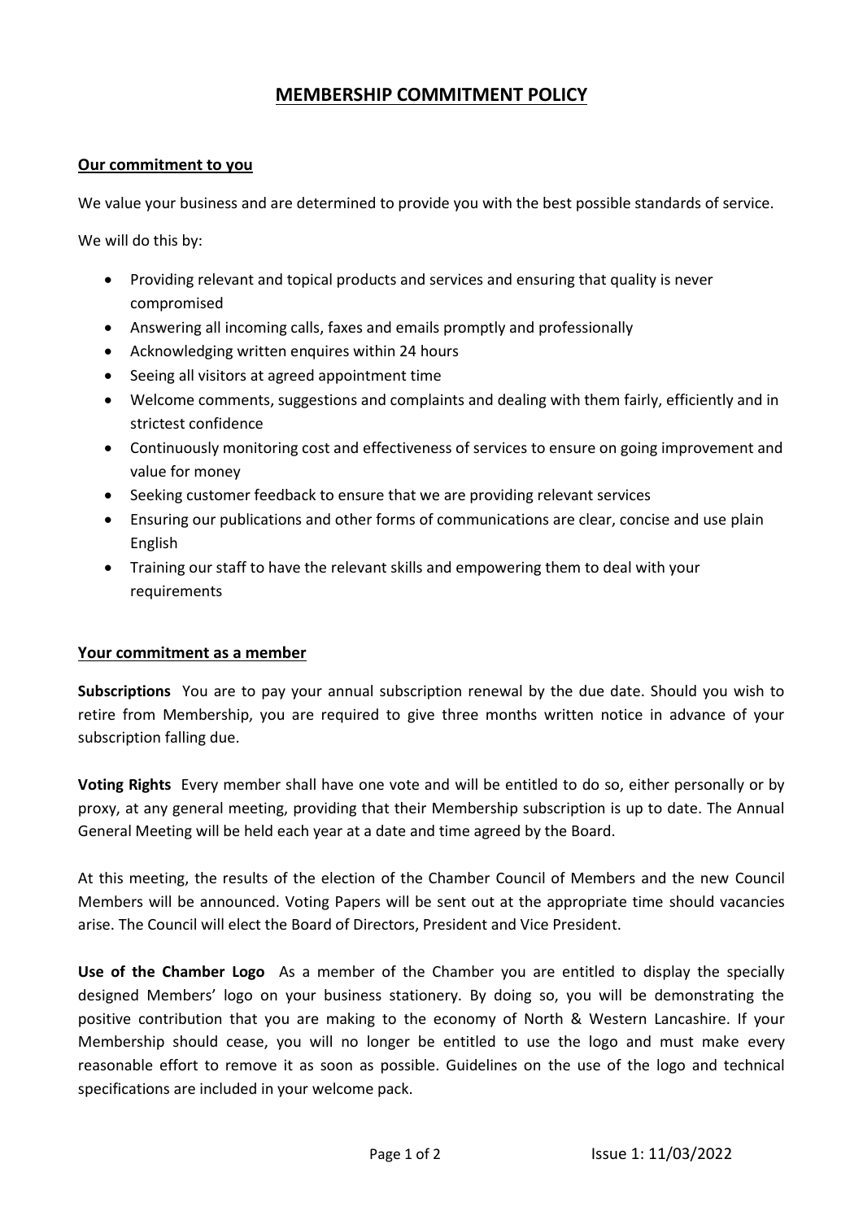# MEMBERSHIP COMMITMENT POLICY

## Our commitment to you

We value your business and are determined to provide you with the best possible standards of service.

We will do this by:

- Providing relevant and topical products and services and ensuring that quality is never compromised
- Answering all incoming calls, faxes and emails promptly and professionally
- Acknowledging written enquires within 24 hours
- Seeing all visitors at agreed appointment time
- Welcome comments, suggestions and complaints and dealing with them fairly, efficiently and in strictest confidence
- Continuously monitoring cost and effectiveness of services to ensure on going improvement and value for money
- Seeking customer feedback to ensure that we are providing relevant services
- Ensuring our publications and other forms of communications are clear, concise and use plain English
- Training our staff to have the relevant skills and empowering them to deal with your requirements

## Your commitment as a member

**Subscriptions** You are to pay your annual subscription renewal by the due date. Should you wish to retire from Membership, you are required to give three months written notice in advance of your subscription falling due.

**Voting Rights** Every member shall have one vote and will be entitled to do so, either personally or by proxy, at any general meeting, providing that their Membership subscription is up to date. The Annual General Meeting will be held each year at a date and time agreed by the Board.

At this meeting, the results of the election of the Chamber Council of Members and the new Council Members will be announced. Voting Papers will be sent out at the appropriate time should vacancies arise. The Council will elect the Board of Directors, President and Vice President.

**Use of the Chamber Logo** As a member of the Chamber you are entitled to display the specially designed Members' logo on your business stationery. By doing so, you will be demonstrating the positive contribution that you are making to the economy of North & Western Lancashire. If your Membership should cease, you will no longer be entitled to use the logo and must make every reasonable effort to remove it as soon as possible. Guidelines on the use of the logo and technical specifications are included in your welcome pack.

Issue 1: 11/03/2022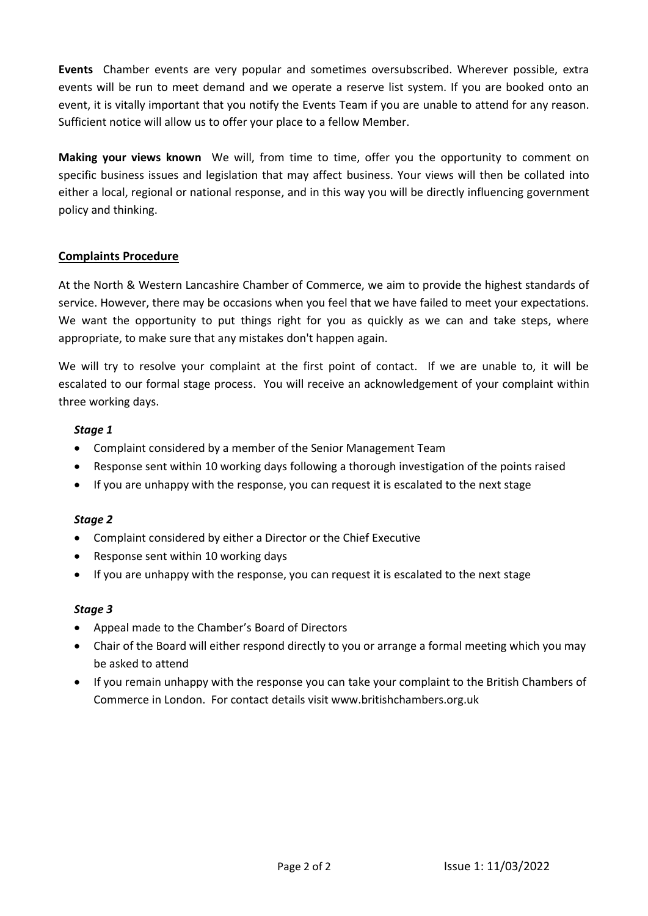**Events** Chamber events are very popular and sometimes oversubscribed. Wherever possible, extra events will be run to meet demand and we operate a reserve list system. If you are booked onto an event, it is vitally important that you notify the Events Team if you are unable to attend for any reason. Sufficient notice will allow us to offer your place to a fellow Member.

**Making your views known** We will, from time to time, offer you the opportunity to comment on specific business issues and legislation that may affect business. Your views will then be collated into either a local, regional or national response, and in this way you will be directly influencing government policy and thinking.

## Complaints Procedure

At the North & Western Lancashire Chamber of Commerce, we aim to provide the highest standards of service. However, there may be occasions when you feel that we have failed to meet your expectations. We want the opportunity to put things right for you as quickly as we can and take steps, where appropriate, to make sure that any mistakes don't happen again.

We will try to resolve your complaint at the first point of contact. If we are unable to, it will be escalated to our formal stage process. You will receive an acknowledgement of your complaint within three working days.

### *Stage 1*

- Complaint considered by a member of the Senior Management Team
- Response sent within 10 working days following a thorough investigation of the points raised
- If you are unhappy with the response, you can request it is escalated to the next stage

### *Stage 2*

- Complaint considered by either a Director or the Chief Executive
- Response sent within 10 working days
- If you are unhappy with the response, you can request it is escalated to the next stage

### *Stage 3*

- Appeal made to the Chamber's Board of Directors
- Chair of the Board will either respond directly to you or arrange a formal meeting which you may be asked to attend
- If you remain unhappy with the response you can take your complaint to the British Chambers of Commerce in London. For contact details visit www.britishchambers.org.uk

Issue 1: 11/03/2022